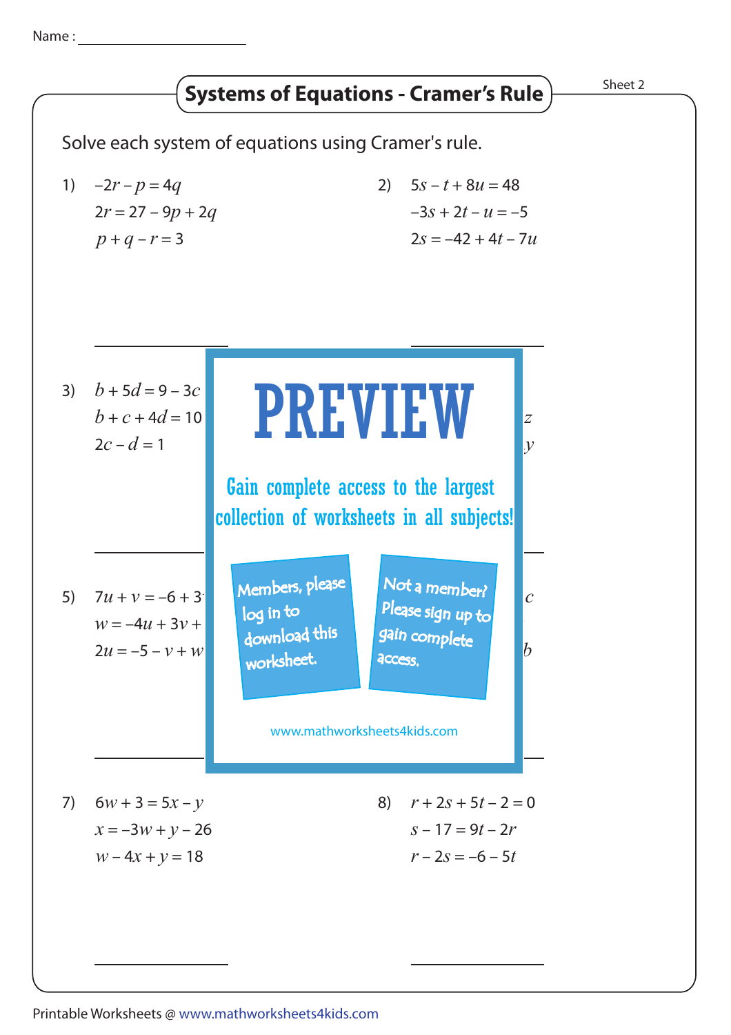Name : ____________________

# Systems of Equations - Cramer's Rule

Sheet 2

Solve each system of equations using Cramer's rule.

1) $-2r - p = 4q$
$2r = 27 - 9p + 2q$
$p + q - r = 3$

2) $5s - t + 8u = 48$
$-3s + 2t - u = -5$
$2s = -42 + 4t - 7u$

3) $b + 5d = 9 - 3c$
$b + c + 4d = 10$
$2c - d = 1$

4) $z$
$y$

5) $7u + v = -6 + 3$
$w = -4u + 3v +$
$2u = -5 - v + w$

6) $c$
$b$

PREVIEW

Gain complete access to the largest collection of worksheets in all subjects!

Members, please log in to download this worksheet.

Not a member? Please sign up to gain complete access.

www.mathworksheets4kids.com

7) $6w + 3 = 5x - y$
$x = -3w + y - 26$
$w - 4x + y = 18$

8) $r + 2s + 5t - 2 = 0$
$s - 17 = 9t - 2r$
$r - 2s = -6 - 5t$

Printable Worksheets @ www.mathworksheets4kids.com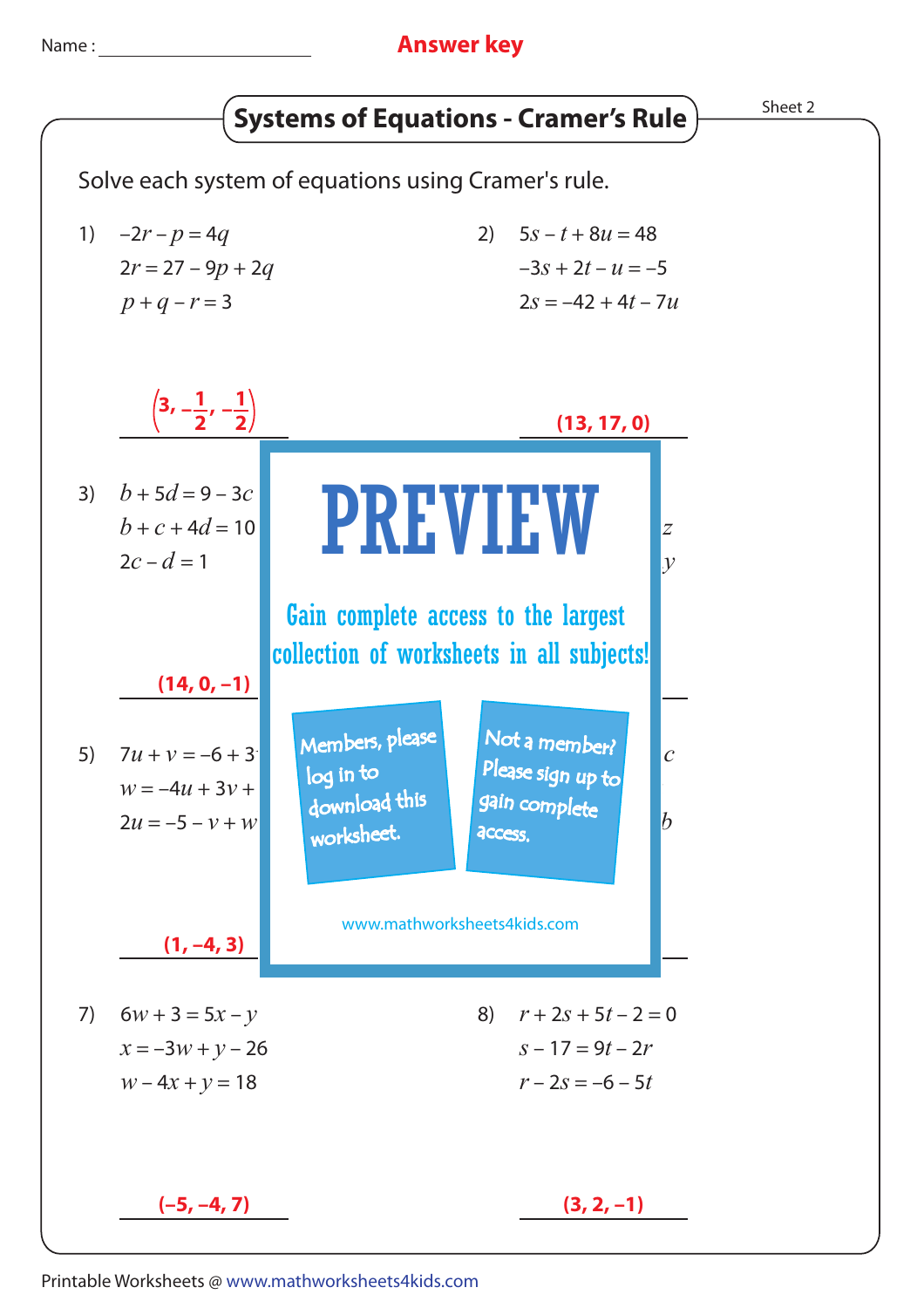Name : ____________________ **Answer key**

# Systems of Equations - Cramer's Rule

Sheet 2

Solve each system of equations using Cramer's rule.

1) $-2r - p = 4q$
$2r = 27 - 9p + 2q$
$p + q - r = 3$

**$\left(3, -\frac{1}{2}, -\frac{1}{2}\right)$**

2) $5s - t + 8u = 48$
$-3s + 2t - u = -5$
$2s = -42 + 4t - 7u$

**(13, 17, 0)**

3) $b + 5d = 9 - 3c$
$b + c + 4d = 10$
$2c - d = 1$

**(14, 0, –1)**

4) … $z$
… $y$

5) $7u + v = -6 + 3$…
$w = -4u + 3v +$…
$2u = -5 - v + w$

**(1, –4, 3)**

6) … $c$
… $b$

**PREVIEW**

Gain complete access to the largest collection of worksheets in all subjects!

Members, please log in to download this worksheet.

Not a member? Please sign up to gain complete access.

www.mathworksheets4kids.com

7) $6w + 3 = 5x - y$
$x = -3w + y - 26$
$w - 4x + y = 18$

**(–5, –4, 7)**

8) $r + 2s + 5t - 2 = 0$
$s - 17 = 9t - 2r$
$r - 2s = -6 - 5t$

**(3, 2, –1)**

Printable Worksheets @ www.mathworksheets4kids.com